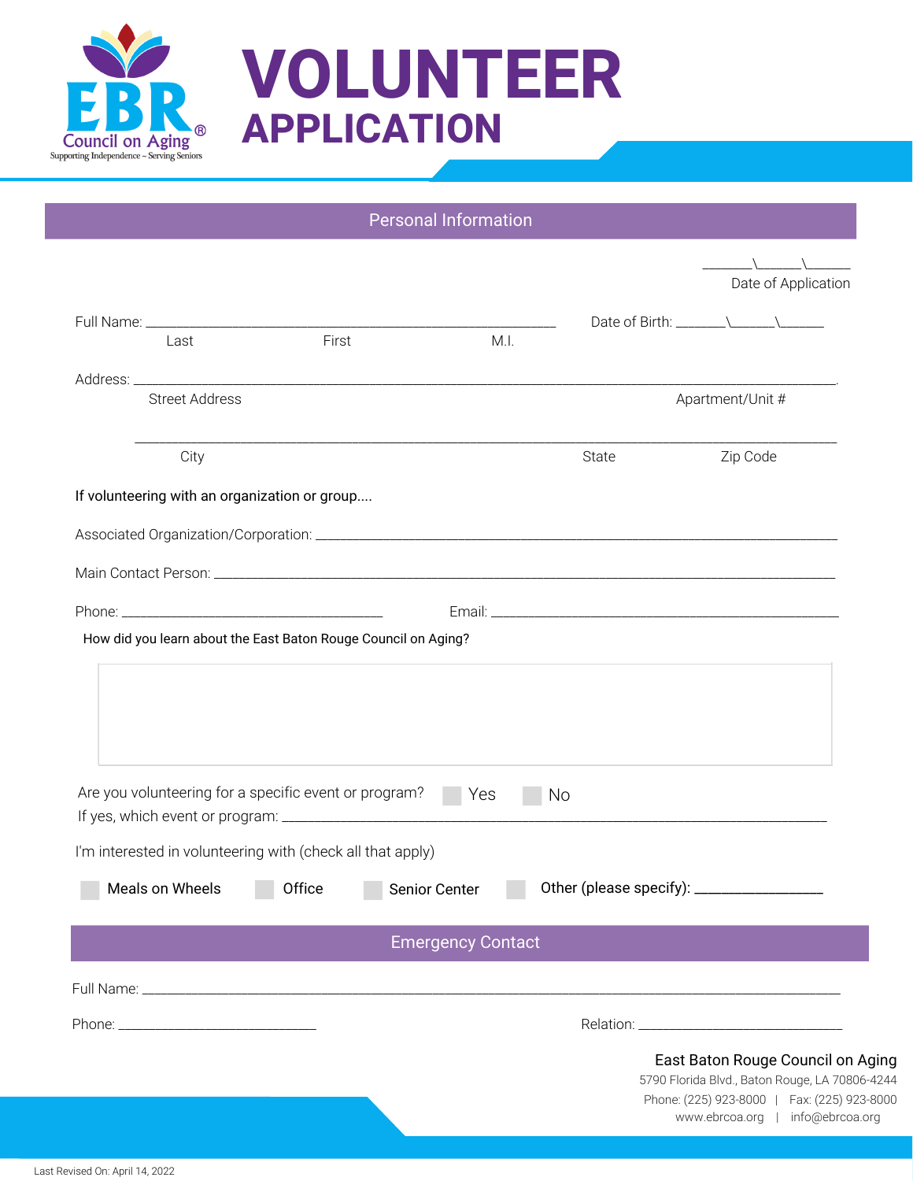EBR Council on Aging®
Supporting Independence ~ Serving Seniors

# VOLUNTEER APPLICATION

## Personal Information

_______\______\______
Date of Application

Full Name: ____________________________________________________ Date of Birth: _______\______\______
Last First M.I.

Address: ______________________________________________________________________________________.
Street Address Apartment/Unit #

______________________________________________________________________________________
City State Zip Code

If volunteering with an organization or group....

Associated Organization/Corporation: _____________________________________________________________

Main Contact Person: ________________________________________________________________________

Phone: _________________________________ Email: ___________________________________________

How did you learn about the East Baton Rouge Council on Aging?

Are you volunteering for a specific event or program? ☐ Yes ☐ No

If yes, which event or program: ___________________________________________________________

I'm interested in volunteering with (check all that apply)

☐ Meals on Wheels ☐ Office ☐ Senior Center ☐ Other (please specify): ________________

## Emergency Contact

Full Name: ________________________________________________________________________________

Phone: ___________________________ Relation: ___________________________

East Baton Rouge Council on Aging
5790 Florida Blvd., Baton Rouge, LA 70806-4244
Phone: (225) 923-8000 | Fax: (225) 923-8000
www.ebrcoa.org | info@ebrcoa.org

Last Revised On: April 14, 2022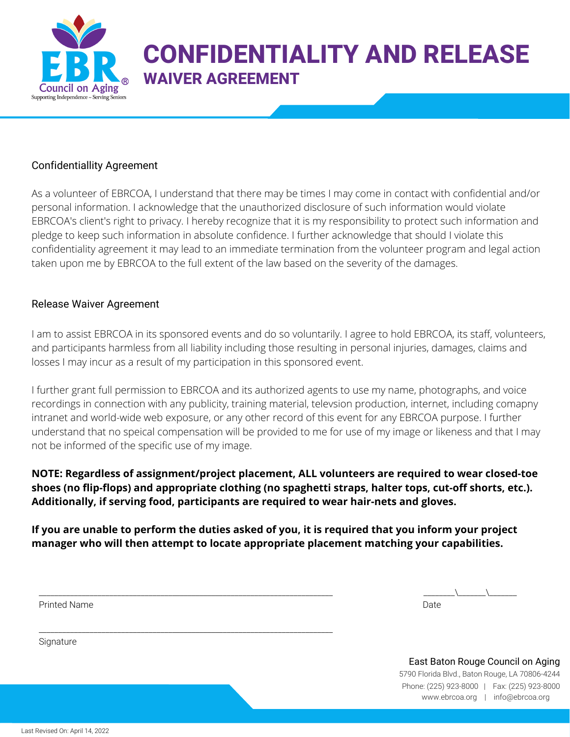# CONFIDENTIALITY AND RELEASE
## WAIVER AGREEMENT

### Confidentiallity Agreement

As a volunteer of EBRCOA, I understand that there may be times I may come in contact with confidential and/or personal information. I acknowledge that the unauthorized disclosure of such information would violate EBRCOA's client's right to privacy. I hereby recognize that it is my responsibility to protect such information and pledge to keep such information in absolute confidence. I further acknowledge that should I violate this confidentiality agreement it may lead to an immediate termination from the volunteer program and legal action taken upon me by EBRCOA to the full extent of the law based on the severity of the damages.

### Release Waiver Agreement

I am to assist EBRCOA in its sponsored events and do so voluntarily. I agree to hold EBRCOA, its staff, volunteers, and participants harmless from all liability including those resulting in personal injuries, damages, claims and losses I may incur as a result of my participation in this sponsored event.

I further grant full permission to EBRCOA and its authorized agents to use my name, photographs, and voice recordings in connection with any publicity, training material, televsion production, internet, including comapny intranet and world-wide web exposure, or any other record of this event for any EBRCOA purpose. I further understand that no speical compensation will be provided to me for use of my image or likeness and that I may not be informed of the specific use of my image.

**NOTE: Regardless of assignment/project placement, ALL volunteers are required to wear closed-toe shoes (no flip-flops) and appropriate clothing (no spaghetti straps, halter tops, cut-off shorts, etc.). Additionally, if serving food, participants are required to wear hair-nets and gloves.**

**If you are unable to perform the duties asked of you, it is required that you inform your project manager who will then attempt to locate appropriate placement matching your capabilities.**

______________________________________________ 
Printed Name

_______\_______\_______ 
Date

______________________________________________ 
Signature

East Baton Rouge Council on Aging
5790 Florida Blvd., Baton Rouge, LA 70806-4244
Phone: (225) 923-8000 | Fax: (225) 923-8000
www.ebrcoa.org | info@ebrcoa.org

Last Revised On: April 14, 2022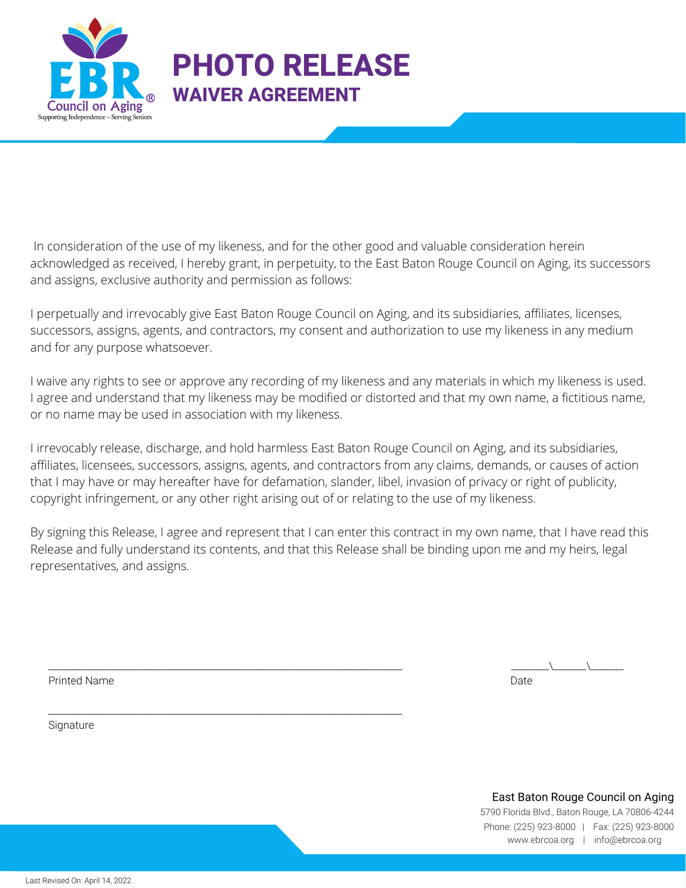# PHOTO RELEASE

## WAIVER AGREEMENT

In consideration of the use of my likeness, and for the other good and valuable consideration herein acknowledged as received, I hereby grant, in perpetuity, to the East Baton Rouge Council on Aging, its successors and assigns, exclusive authority and permission as follows:

I perpetually and irrevocably give East Baton Rouge Council on Aging, and its subsidiaries, affiliates, licenses, successors, assigns, agents, and contractors, my consent and authorization to use my likeness in any medium and for any purpose whatsoever.

I waive any rights to see or approve any recording of my likeness and any materials in which my likeness is used. I agree and understand that my likeness may be modified or distorted and that my own name, a fictitious name, or no name may be used in association with my likeness.

I irrevocably release, discharge, and hold harmless East Baton Rouge Council on Aging, and its subsidiaries, affiliates, licensees, successors, assigns, agents, and contractors from any claims, demands, or causes of action that I may have or may hereafter have for defamation, slander, libel, invasion of privacy or right of publicity, copyright infringement, or any other right arising out of or relating to the use of my likeness.

By signing this Release, I agree and represent that I can enter this contract in my own name, that I have read this Release and fully understand its contents, and that this Release shall be binding upon me and my heirs, legal representatives, and assigns.

_______________________________________________ Printed Name

_______\_______\_______ Date

_______________________________________________ Signature

East Baton Rouge Council on Aging
5790 Florida Blvd., Baton Rouge, LA 70806-4244
Phone: (225) 923-8000 | Fax: (225) 923-8000
www.ebrcoa.org | info@ebrcoa.org

Last Revised On: April 14, 2022